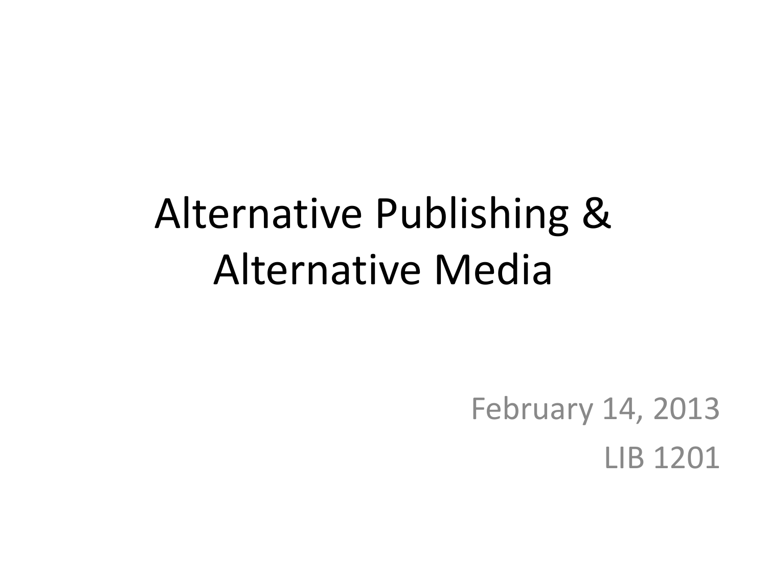# Alternative Publishing & Alternative Media

February 14, 2013

LIB 1201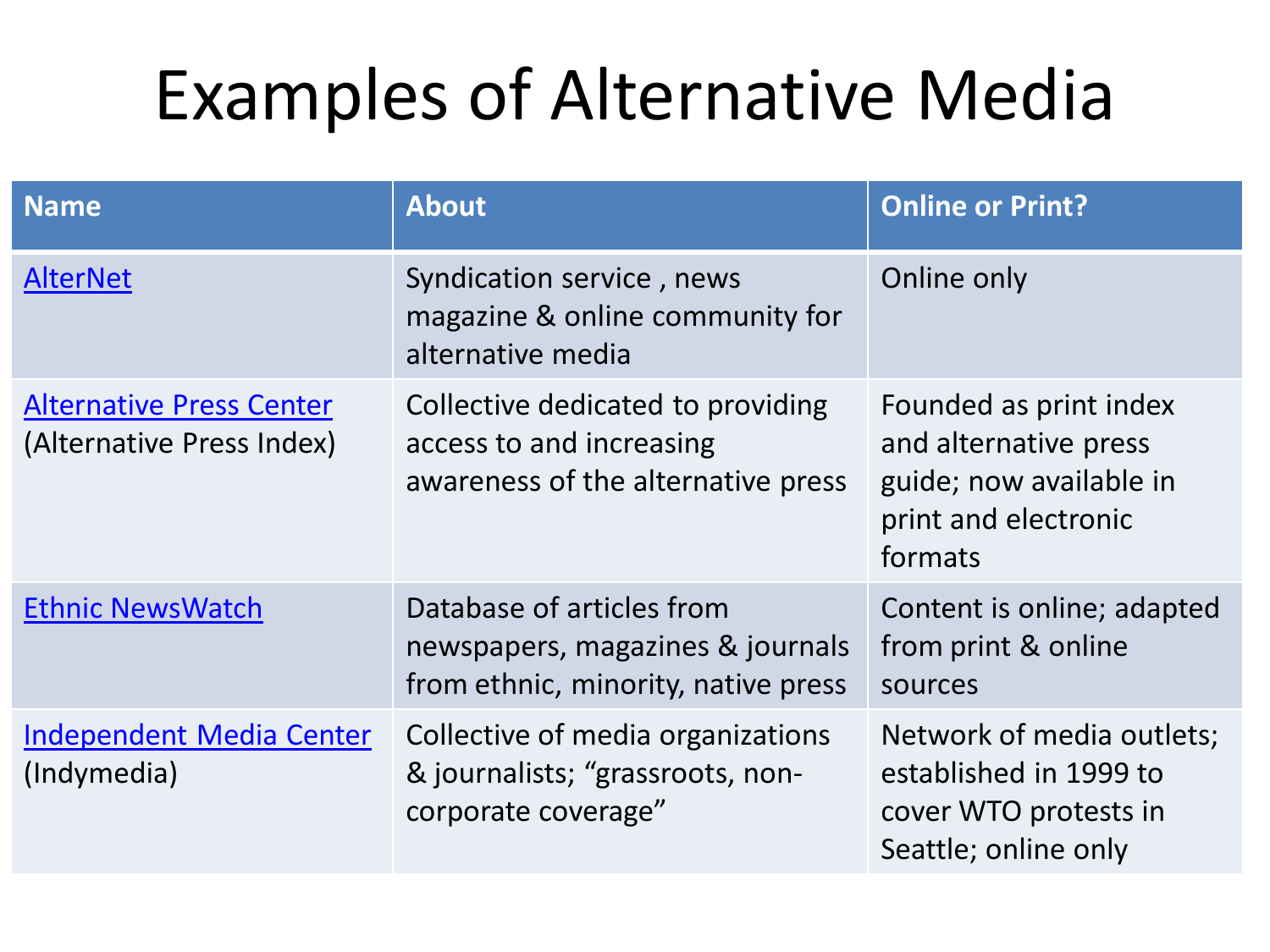# Examples of Alternative Media

| Name | About | Online or Print? |
| --- | --- | --- |
| AlterNet | Syndication service , news magazine & online community for alternative media | Online only |
| Alternative Press Center (Alternative Press Index) | Collective dedicated to providing access to and increasing awareness of the alternative press | Founded as print index and alternative press guide; now available in print and electronic formats |
| Ethnic NewsWatch | Database of articles from newspapers, magazines & journals from ethnic, minority, native press | Content is online; adapted from print & online sources |
| Independent Media Center (Indymedia) | Collective of media organizations & journalists; “grassroots, non-corporate coverage” | Network of media outlets; established in 1999 to cover WTO protests in Seattle; online only |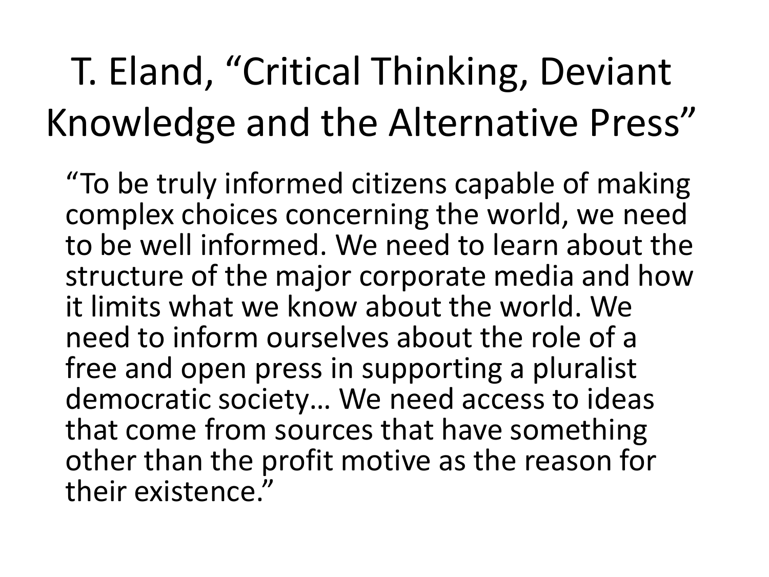# T. Eland, "Critical Thinking, Deviant Knowledge and the Alternative Press"

"To be truly informed citizens capable of making complex choices concerning the world, we need to be well informed. We need to learn about the structure of the major corporate media and how it limits what we know about the world. We need to inform ourselves about the role of a free and open press in supporting a pluralist democratic society… We need access to ideas that come from sources that have something other than the profit motive as the reason for their existence."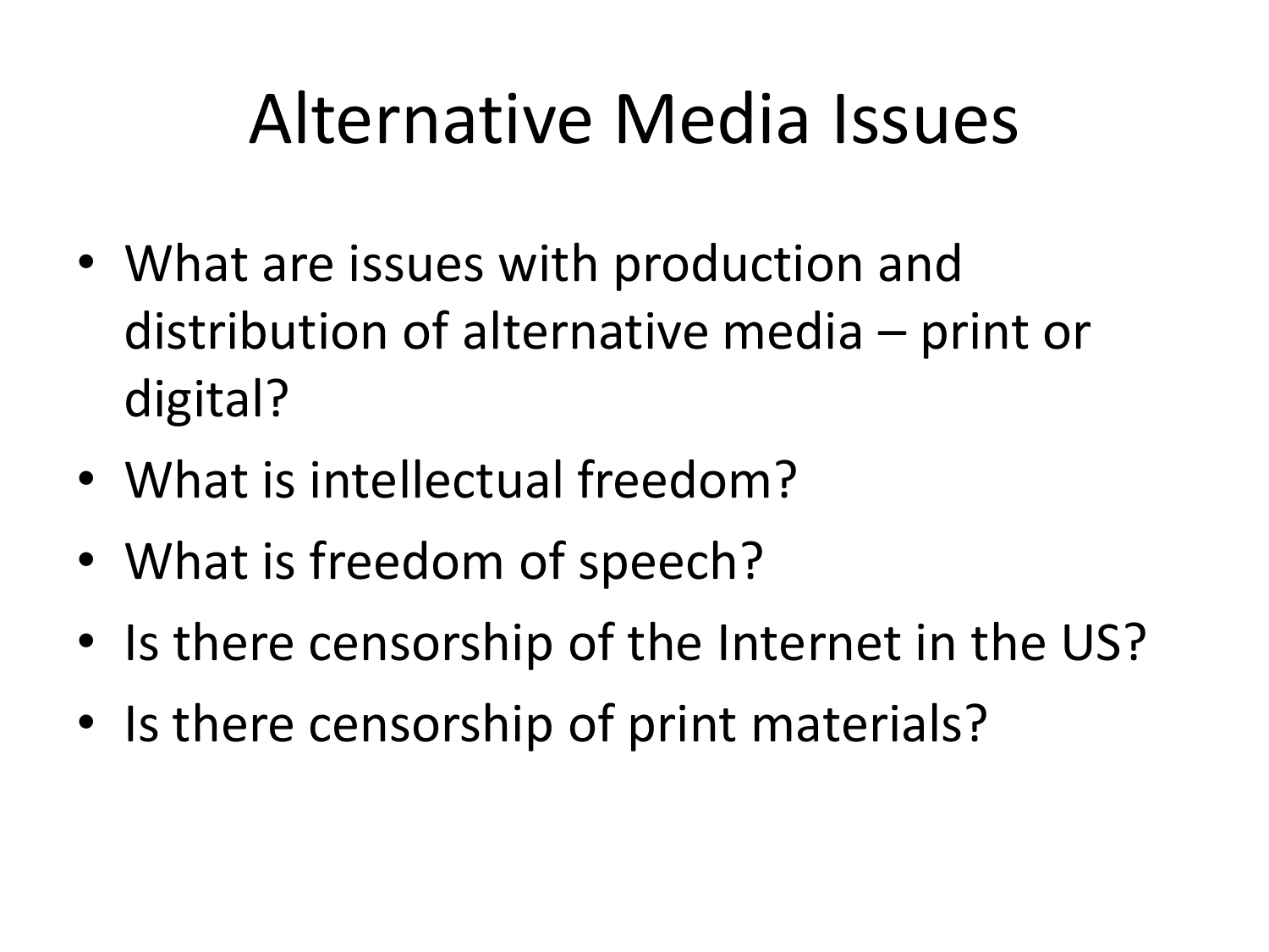# Alternative Media Issues

- What are issues with production and distribution of alternative media – print or digital?
- What is intellectual freedom?
- What is freedom of speech?
- Is there censorship of the Internet in the US?
- Is there censorship of print materials?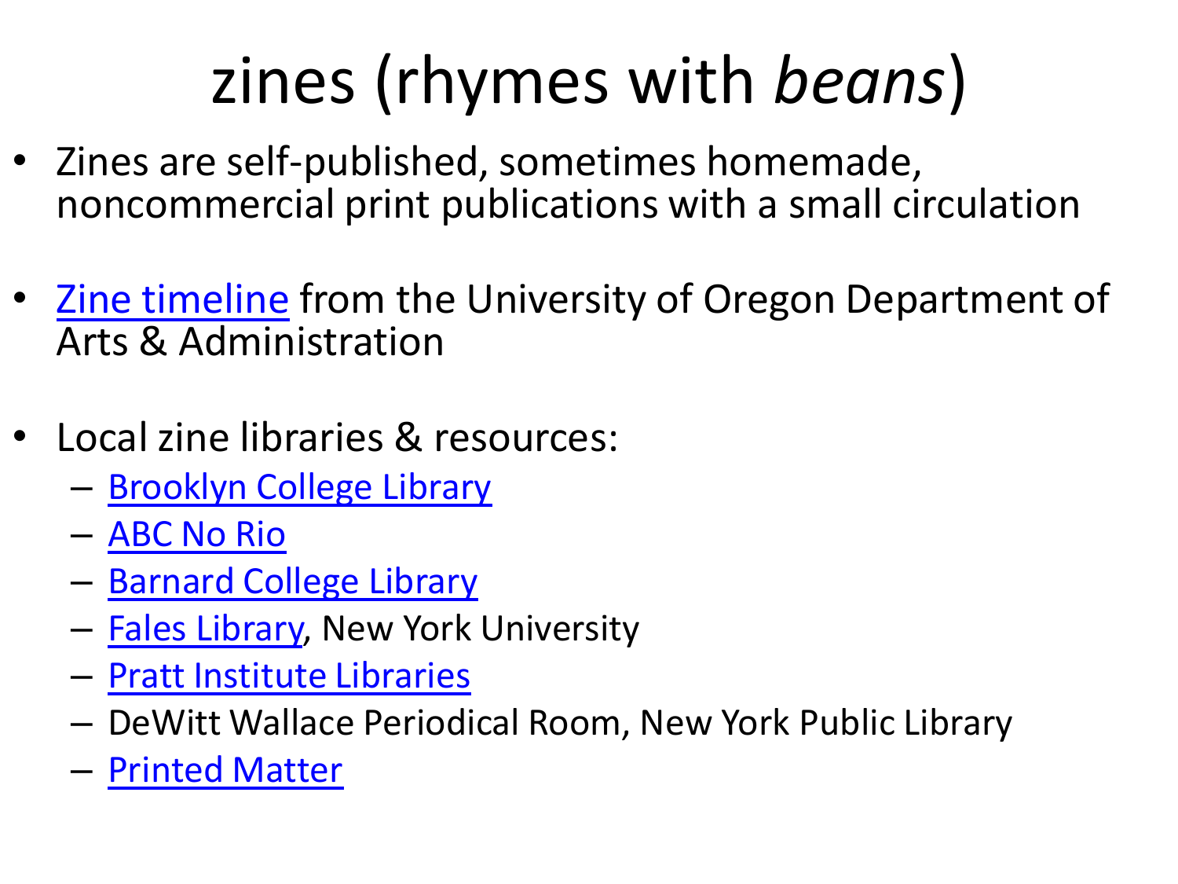# zines (rhymes with *beans*)

- Zines are self-published, sometimes homemade, noncommercial print publications with a small circulation
- Zine timeline from the University of Oregon Department of Arts & Administration
- Local zine libraries & resources:
  - Brooklyn College Library
  - ABC No Rio
  - Barnard College Library
  - Fales Library, New York University
  - Pratt Institute Libraries
  - DeWitt Wallace Periodical Room, New York Public Library
  - Printed Matter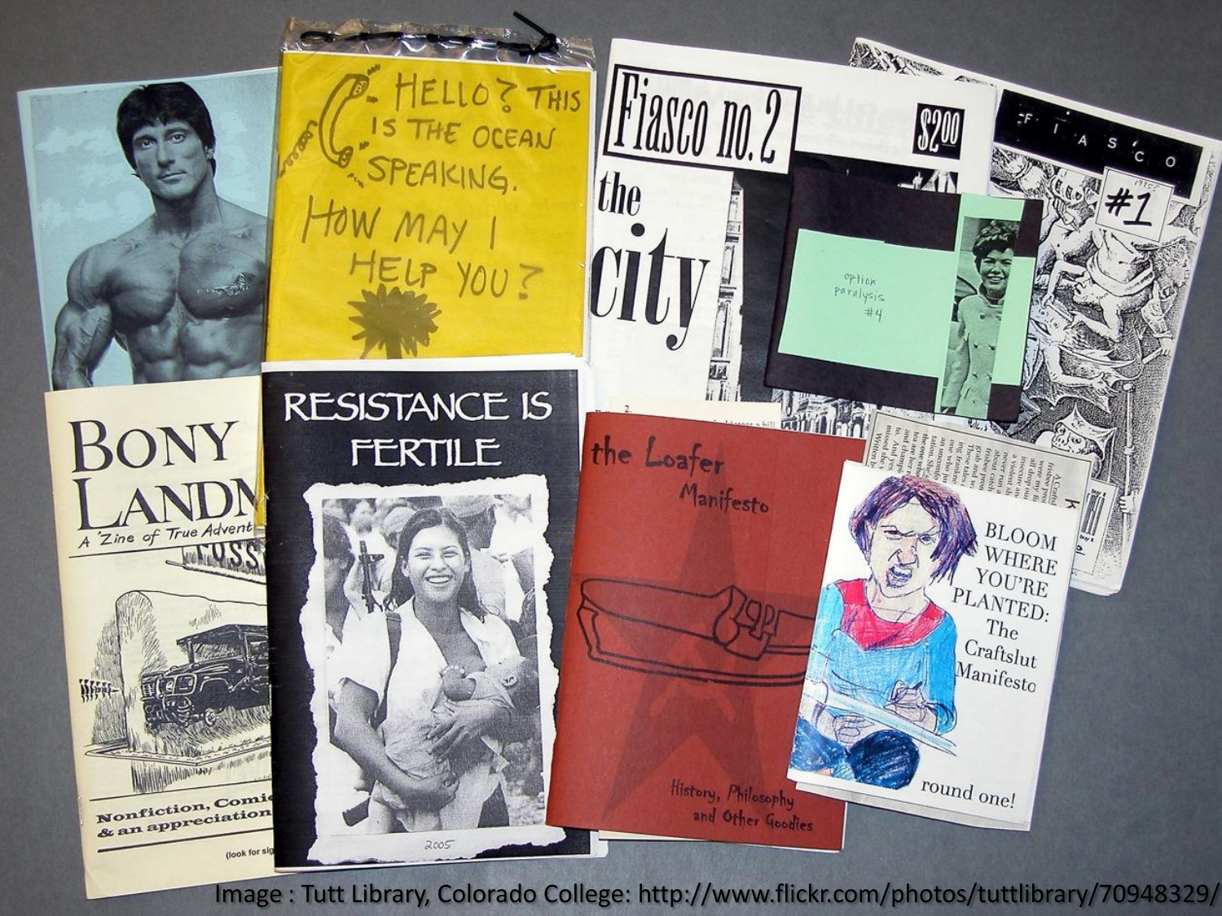Image : Tutt Library, Colorado College: http://www.flickr.com/photos/tuttlibrary/70948329/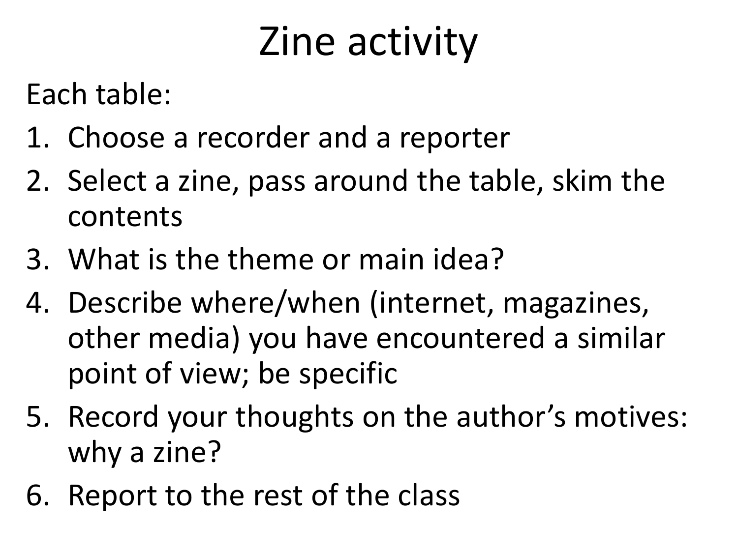# Zine activity

Each table:

1. Choose a recorder and a reporter
2. Select a zine, pass around the table, skim the contents
3. What is the theme or main idea?
4. Describe where/when (internet, magazines, other media) you have encountered a similar point of view; be specific
5. Record your thoughts on the author's motives: why a zine?
6. Report to the rest of the class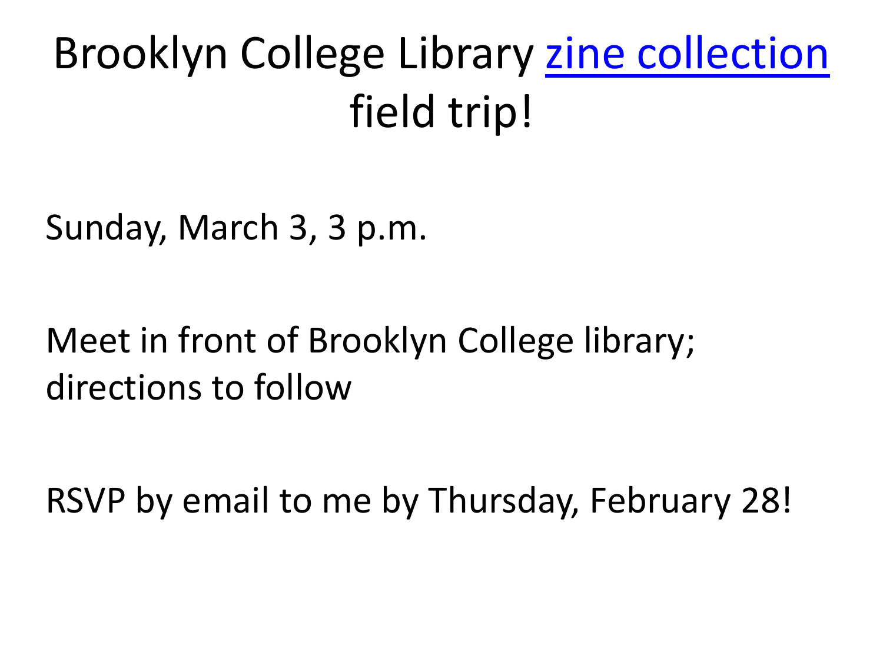# Brooklyn College Library zine collection field trip!

Sunday, March 3, 3 p.m.

Meet in front of Brooklyn College library; directions to follow

RSVP by email to me by Thursday, February 28!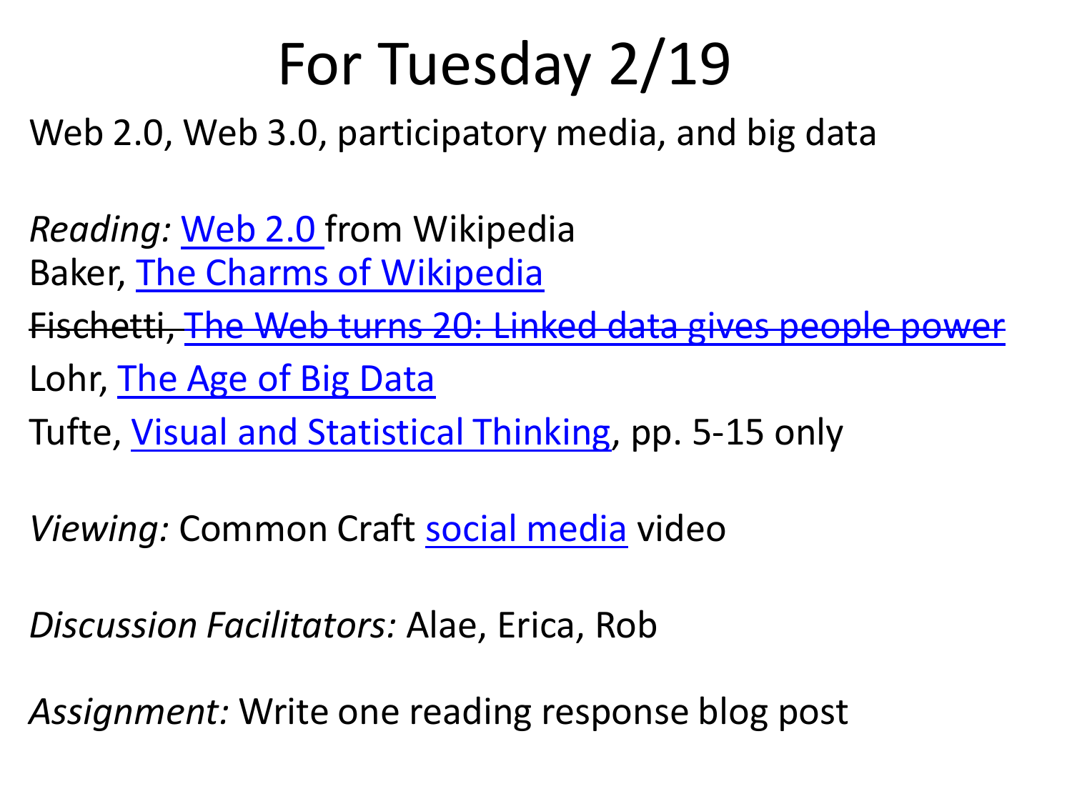# For Tuesday 2/19

Web 2.0, Web 3.0, participatory media, and big data

*Reading:* Web 2.0 from Wikipedia
Baker, The Charms of Wikipedia
~~Fischetti, The Web turns 20: Linked data gives people power~~
Lohr, The Age of Big Data
Tufte, Visual and Statistical Thinking, pp. 5-15 only

*Viewing:* Common Craft social media video

*Discussion Facilitators:* Alae, Erica, Rob

*Assignment:* Write one reading response blog post